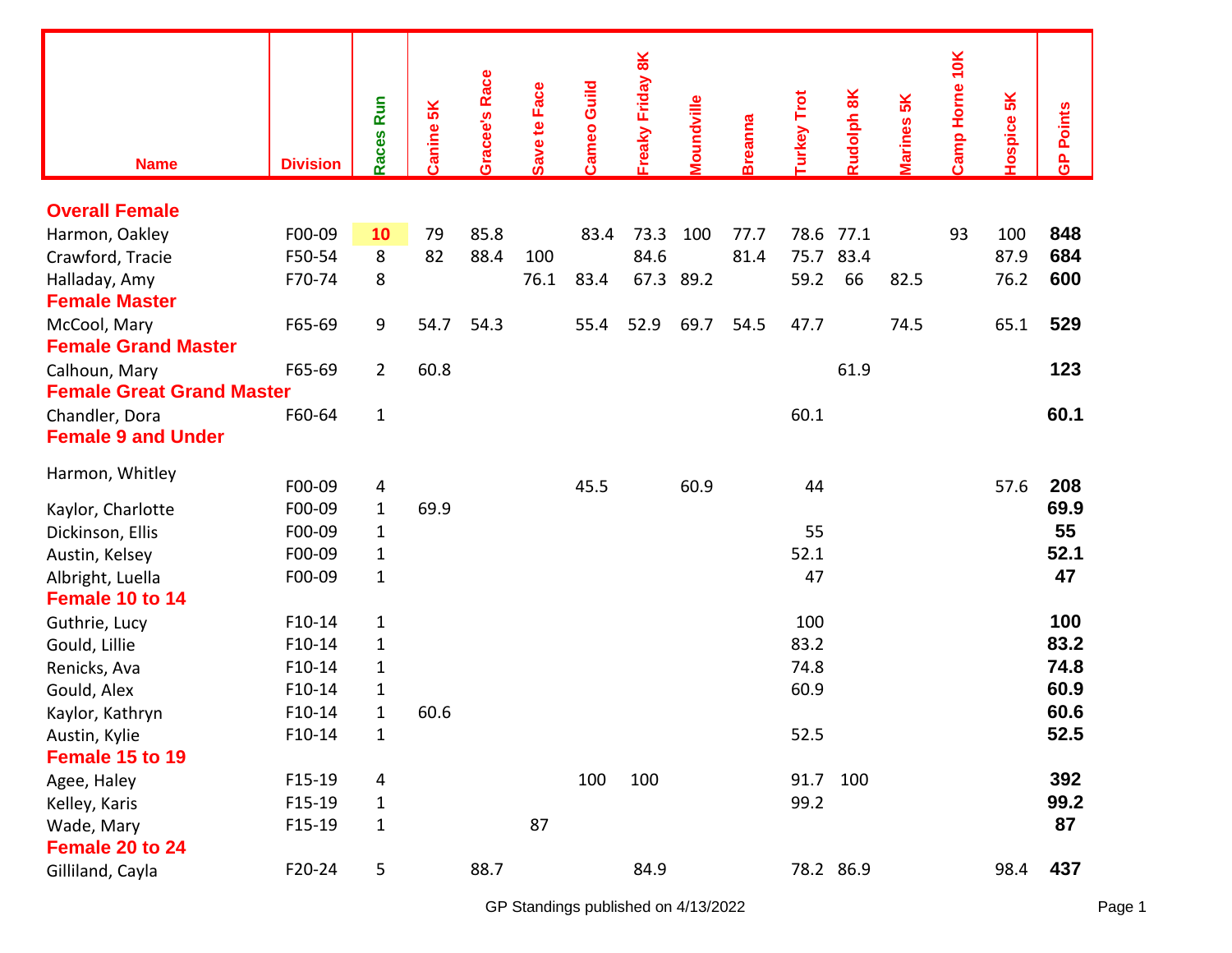| Name | Division | Races Run | Canine 5K | Gracee's Race | Save te Face | Cameo Guild | Freaky Friday 8K | Moundville | Breanna | Turkey Trot | Rudolph 8K | Marines 5K | Camp Horne 10K | Hospice 5K | GP Points |
|---|---|---|---|---|---|---|---|---|---|---|---|---|---|---|---|
| **Overall Female** | | | | | | | | | | | | | | | |
| Harmon, Oakley | F00-09 | 10 | 79 | 85.8 | | 83.4 | 73.3 | 100 | 77.7 | 78.6 | 77.1 | | 93 | 100 | **848** |
| Crawford, Tracie | F50-54 | 8 | 82 | 88.4 | 100 | | 84.6 | | 81.4 | 75.7 | 83.4 | | | 87.9 | **684** |
| Halladay, Amy | F70-74 | 8 | | | 76.1 | 83.4 | 67.3 | 89.2 | | 59.2 | 66 | 82.5 | | 76.2 | **600** |
| **Female Master** | | | | | | | | | | | | | | | |
| McCool, Mary | F65-69 | 9 | 54.7 | 54.3 | | 55.4 | 52.9 | 69.7 | 54.5 | 47.7 | | 74.5 | | 65.1 | **529** |
| **Female Grand Master** | | | | | | | | | | | | | | | |
| Calhoun, Mary | F65-69 | 2 | 60.8 | | | | | | | | 61.9 | | | | **123** |
| **Female Great Grand Master** | | | | | | | | | | | | | | | |
| Chandler, Dora | F60-64 | 1 | | | | | | | | 60.1 | | | | | **60.1** |
| **Female 9 and Under** | | | | | | | | | | | | | | | |
| Harmon, Whitley | F00-09 | 4 | | | | 45.5 | | 60.9 | | 44 | | | | 57.6 | **208** |
| Kaylor, Charlotte | F00-09 | 1 | 69.9 | | | | | | | | | | | | **69.9** |
| Dickinson, Ellis | F00-09 | 1 | | | | | | | | 55 | | | | | **55** |
| Austin, Kelsey | F00-09 | 1 | | | | | | | | 52.1 | | | | | **52.1** |
| Albright, Luella | F00-09 | 1 | | | | | | | | 47 | | | | | **47** |
| **Female 10 to 14** | | | | | | | | | | | | | | | |
| Guthrie, Lucy | F10-14 | 1 | | | | | | | | 100 | | | | | **100** |
| Gould, Lillie | F10-14 | 1 | | | | | | | | 83.2 | | | | | **83.2** |
| Renicks, Ava | F10-14 | 1 | | | | | | | | 74.8 | | | | | **74.8** |
| Gould, Alex | F10-14 | 1 | | | | | | | | 60.9 | | | | | **60.9** |
| Kaylor, Kathryn | F10-14 | 1 | 60.6 | | | | | | | | | | | | **60.6** |
| Austin, Kylie | F10-14 | 1 | | | | | | | | 52.5 | | | | | **52.5** |
| **Female 15 to 19** | | | | | | | | | | | | | | | |
| Agee, Haley | F15-19 | 4 | | | | 100 | 100 | | | 91.7 | 100 | | | | **392** |
| Kelley, Karis | F15-19 | 1 | | | | | | | | 99.2 | | | | | **99.2** |
| Wade, Mary | F15-19 | 1 | | | 87 | | | | | | | | | | **87** |
| **Female 20 to 24** | | | | | | | | | | | | | | | |
| Gilliland, Cayla | F20-24 | 5 | | 88.7 | | | 84.9 | | | 78.2 | 86.9 | | | 98.4 | **437** |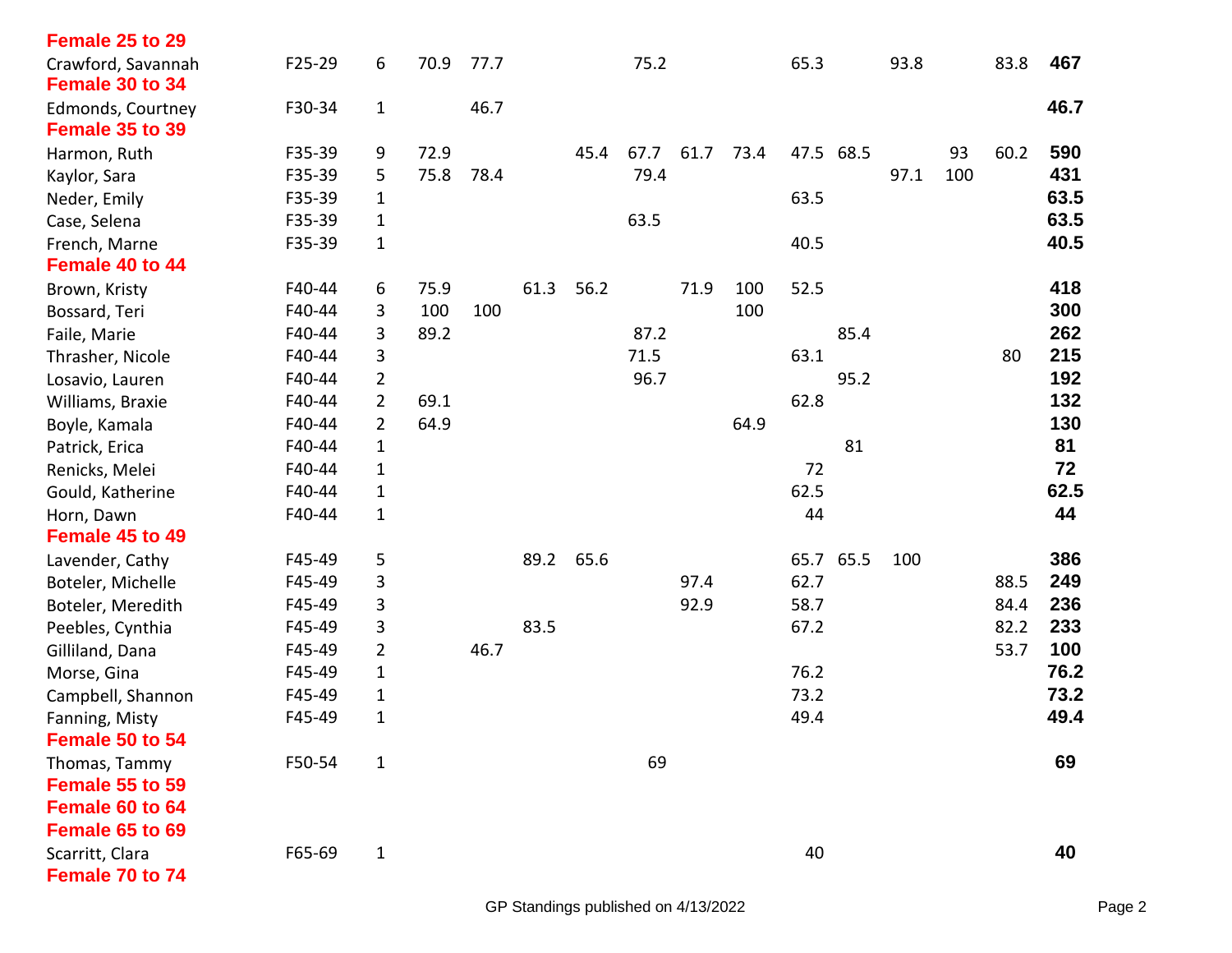| | | | | | | | | | | | | | | | |
|---|---|---|---|---|---|---|---|---|---|---|---|---|---|---|---|
| **Female 25 to 29** | | | | | | | | | | | | | | | |
| Crawford, Savannah | F25-29 | 6 | 70.9 | 77.7 | | | 75.2 | | | 65.3 | | 93.8 | | 83.8 | **467** |
| **Female 30 to 34** | | | | | | | | | | | | | | | |
| Edmonds, Courtney | F30-34 | 1 | | 46.7 | | | | | | | | | | | **46.7** |
| **Female 35 to 39** | | | | | | | | | | | | | | | |
| Harmon, Ruth | F35-39 | 9 | 72.9 | | | 45.4 | 67.7 | 61.7 | 73.4 | 47.5 | 68.5 | | 93 | 60.2 | **590** |
| Kaylor, Sara | F35-39 | 5 | 75.8 | 78.4 | | | 79.4 | | | | | 97.1 | 100 | | **431** |
| Neder, Emily | F35-39 | 1 | | | | | | | | 63.5 | | | | | **63.5** |
| Case, Selena | F35-39 | 1 | | | | | 63.5 | | | | | | | | **63.5** |
| French, Marne | F35-39 | 1 | | | | | | | | 40.5 | | | | | **40.5** |
| **Female 40 to 44** | | | | | | | | | | | | | | | |
| Brown, Kristy | F40-44 | 6 | 75.9 | | 61.3 | 56.2 | | 71.9 | 100 | 52.5 | | | | | **418** |
| Bossard, Teri | F40-44 | 3 | 100 | 100 | | | | | 100 | | | | | | **300** |
| Faile, Marie | F40-44 | 3 | 89.2 | | | | 87.2 | | | | 85.4 | | | | **262** |
| Thrasher, Nicole | F40-44 | 3 | | | | | 71.5 | | | 63.1 | | | | 80 | **215** |
| Losavio, Lauren | F40-44 | 2 | | | | | 96.7 | | | | 95.2 | | | | **192** |
| Williams, Braxie | F40-44 | 2 | 69.1 | | | | | | | 62.8 | | | | | **132** |
| Boyle, Kamala | F40-44 | 2 | 64.9 | | | | | | 64.9 | | | | | | **130** |
| Patrick, Erica | F40-44 | 1 | | | | | | | | | 81 | | | | **81** |
| Renicks, Melei | F40-44 | 1 | | | | | | | | 72 | | | | | **72** |
| Gould, Katherine | F40-44 | 1 | | | | | | | | 62.5 | | | | | **62.5** |
| Horn, Dawn | F40-44 | 1 | | | | | | | | 44 | | | | | **44** |
| **Female 45 to 49** | | | | | | | | | | | | | | | |
| Lavender, Cathy | F45-49 | 5 | | | 89.2 | 65.6 | | | | 65.7 | 65.5 | 100 | | | **386** |
| Boteler, Michelle | F45-49 | 3 | | | | | | 97.4 | | 62.7 | | | | 88.5 | **249** |
| Boteler, Meredith | F45-49 | 3 | | | | | | 92.9 | | 58.7 | | | | 84.4 | **236** |
| Peebles, Cynthia | F45-49 | 3 | | | 83.5 | | | | | 67.2 | | | | 82.2 | **233** |
| Gilliland, Dana | F45-49 | 2 | | 46.7 | | | | | | | | | | 53.7 | **100** |
| Morse, Gina | F45-49 | 1 | | | | | | | | 76.2 | | | | | **76.2** |
| Campbell, Shannon | F45-49 | 1 | | | | | | | | 73.2 | | | | | **73.2** |
| Fanning, Misty | F45-49 | 1 | | | | | | | | 49.4 | | | | | **49.4** |
| **Female 50 to 54** | | | | | | | | | | | | | | | |
| Thomas, Tammy | F50-54 | 1 | | | | | 69 | | | | | | | | **69** |
| **Female 55 to 59** | | | | | | | | | | | | | | | |
| **Female 60 to 64** | | | | | | | | | | | | | | | |
| **Female 65 to 69** | | | | | | | | | | | | | | | |
| Scarritt, Clara | F65-69 | 1 | | | | | | | | 40 | | | | | **40** |
| **Female 70 to 74** | | | | | | | | | | | | | | | |

GP Standings published on 4/13/2022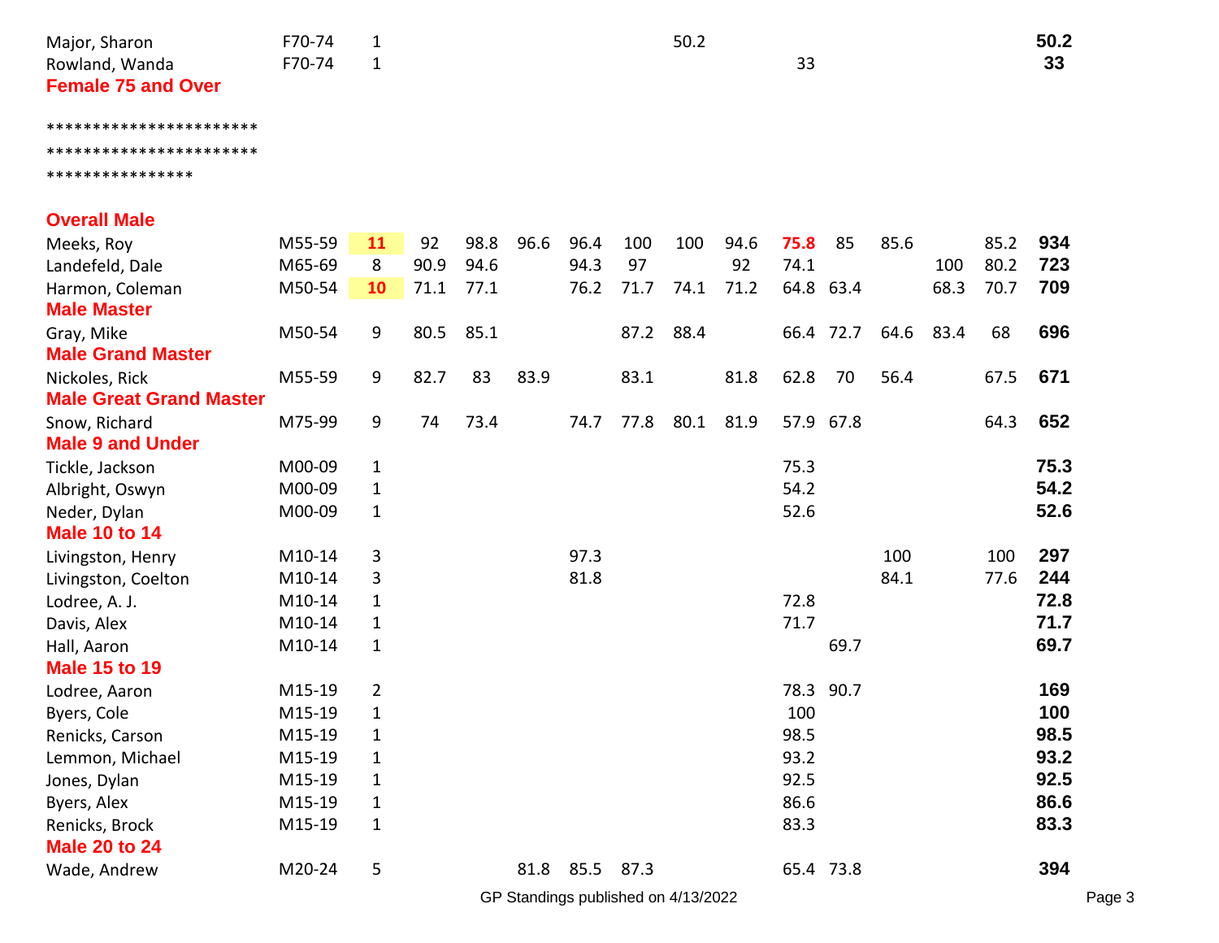| | | | | | | | | | | | | | | | |
|---|---|---|---|---|---|---|---|---|---|---|---|---|---|---|---|
| Major, Sharon | F70-74 | 1 | | | | | | 50.2 | | | | | | | **50.2** |
| Rowland, Wanda | F70-74 | 1 | | | | | | | | 33 | | | | | **33** |
| **Female 75 and Over** | | | | | | | | | | | | | | | |

***********************
***********************
****************

| | | | | | | | | | | | | | | | |
|---|---|---|---|---|---|---|---|---|---|---|---|---|---|---|---|
| **Overall Male** | | | | | | | | | | | | | | | |
| Meeks, Roy | M55-59 | **11** | 92 | 98.8 | 96.6 | 96.4 | 100 | 100 | 94.6 | **75.8** | 85 | 85.6 | | 85.2 | **934** |
| Landefeld, Dale | M65-69 | 8 | 90.9 | 94.6 | | 94.3 | 97 | | 92 | 74.1 | | | 100 | 80.2 | **723** |
| Harmon, Coleman | M50-54 | **10** | 71.1 | 77.1 | | 76.2 | 71.7 | 74.1 | 71.2 | 64.8 | 63.4 | | 68.3 | 70.7 | **709** |
| **Male Master** | | | | | | | | | | | | | | | |
| Gray, Mike | M50-54 | 9 | 80.5 | 85.1 | | | 87.2 | 88.4 | | 66.4 | 72.7 | 64.6 | 83.4 | 68 | **696** |
| **Male Grand Master** | | | | | | | | | | | | | | | |
| Nickoles, Rick | M55-59 | 9 | 82.7 | 83 | 83.9 | | 83.1 | | 81.8 | 62.8 | 70 | 56.4 | | 67.5 | **671** |
| **Male Great Grand Master** | | | | | | | | | | | | | | | |
| Snow, Richard | M75-99 | 9 | 74 | 73.4 | | 74.7 | 77.8 | 80.1 | 81.9 | 57.9 | 67.8 | | | 64.3 | **652** |
| **Male 9 and Under** | | | | | | | | | | | | | | | |
| Tickle, Jackson | M00-09 | 1 | | | | | | | | 75.3 | | | | | **75.3** |
| Albright, Oswyn | M00-09 | 1 | | | | | | | | 54.2 | | | | | **54.2** |
| Neder, Dylan | M00-09 | 1 | | | | | | | | 52.6 | | | | | **52.6** |
| **Male 10 to 14** | | | | | | | | | | | | | | | |
| Livingston, Henry | M10-14 | 3 | | | | 97.3 | | | | | | 100 | | 100 | **297** |
| Livingston, Coelton | M10-14 | 3 | | | | 81.8 | | | | | | 84.1 | | 77.6 | **244** |
| Lodree, A. J. | M10-14 | 1 | | | | | | | | 72.8 | | | | | **72.8** |
| Davis, Alex | M10-14 | 1 | | | | | | | | 71.7 | | | | | **71.7** |
| Hall, Aaron | M10-14 | 1 | | | | | | | | | 69.7 | | | | **69.7** |
| **Male 15 to 19** | | | | | | | | | | | | | | | |
| Lodree, Aaron | M15-19 | 2 | | | | | | | | 78.3 | 90.7 | | | | **169** |
| Byers, Cole | M15-19 | 1 | | | | | | | | 100 | | | | | **100** |
| Renicks, Carson | M15-19 | 1 | | | | | | | | 98.5 | | | | | **98.5** |
| Lemmon, Michael | M15-19 | 1 | | | | | | | | 93.2 | | | | | **93.2** |
| Jones, Dylan | M15-19 | 1 | | | | | | | | 92.5 | | | | | **92.5** |
| Byers, Alex | M15-19 | 1 | | | | | | | | 86.6 | | | | | **86.6** |
| Renicks, Brock | M15-19 | 1 | | | | | | | | 83.3 | | | | | **83.3** |
| **Male 20 to 24** | | | | | | | | | | | | | | | |
| Wade, Andrew | M20-24 | 5 | | | 81.8 | 85.5 | 87.3 | | | 65.4 | 73.8 | | | | **394** |

GP Standings published on 4/13/2022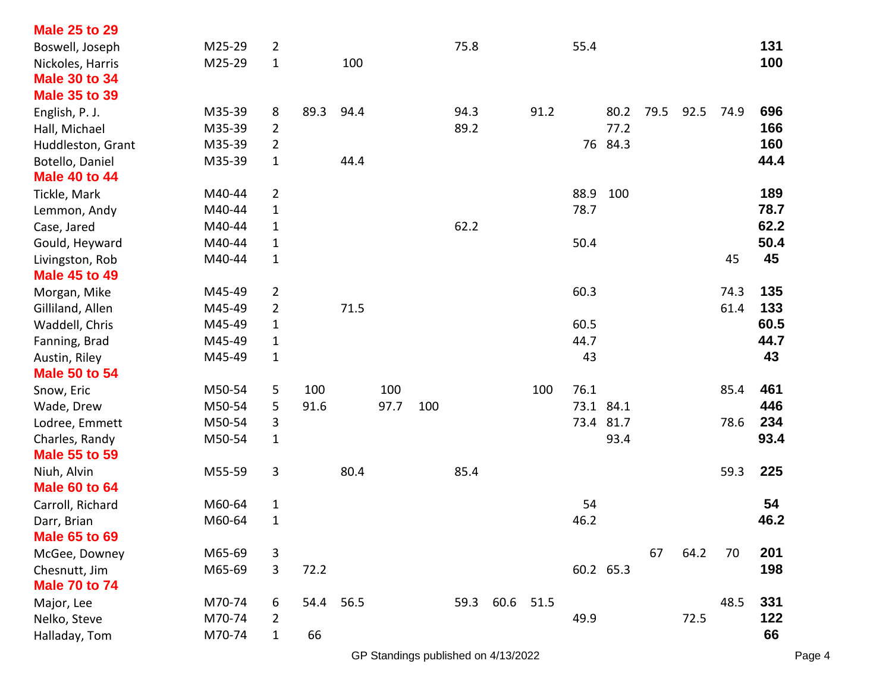| Name | Category | Races | | | | | | | | | | | | | Total |
|---|---|---|---|---|---|---|---|---|---|---|---|---|---|---|---|
| **Male 25 to 29** | | | | | | | | | | | | | | | |
| Boswell, Joseph | M25-29 | 2 | | | | | 75.8 | | | 55.4 | | | | | **131** |
| Nickoles, Harris | M25-29 | 1 | | 100 | | | | | | | | | | | **100** |
| **Male 30 to 34** | | | | | | | | | | | | | | | |
| **Male 35 to 39** | | | | | | | | | | | | | | | |
| English, P. J. | M35-39 | 8 | 89.3 | 94.4 | | | 94.3 | | 91.2 | | 80.2 | 79.5 | 92.5 | 74.9 | **696** |
| Hall, Michael | M35-39 | 2 | | | | | 89.2 | | | | 77.2 | | | | **166** |
| Huddleston, Grant | M35-39 | 2 | | | | | | | | 76 | 84.3 | | | | **160** |
| Botello, Daniel | M35-39 | 1 | | 44.4 | | | | | | | | | | | **44.4** |
| **Male 40 to 44** | | | | | | | | | | | | | | | |
| Tickle, Mark | M40-44 | 2 | | | | | | | | 88.9 | 100 | | | | **189** |
| Lemmon, Andy | M40-44 | 1 | | | | | | | | 78.7 | | | | | **78.7** |
| Case, Jared | M40-44 | 1 | | | | | 62.2 | | | | | | | | **62.2** |
| Gould, Heyward | M40-44 | 1 | | | | | | | | 50.4 | | | | | **50.4** |
| Livingston, Rob | M40-44 | 1 | | | | | | | | | | | | 45 | **45** |
| **Male 45 to 49** | | | | | | | | | | | | | | | |
| Morgan, Mike | M45-49 | 2 | | | | | | | | 60.3 | | | | 74.3 | **135** |
| Gilliland, Allen | M45-49 | 2 | | 71.5 | | | | | | | | | | 61.4 | **133** |
| Waddell, Chris | M45-49 | 1 | | | | | | | | 60.5 | | | | | **60.5** |
| Fanning, Brad | M45-49 | 1 | | | | | | | | 44.7 | | | | | **44.7** |
| Austin, Riley | M45-49 | 1 | | | | | | | | 43 | | | | | **43** |
| **Male 50 to 54** | | | | | | | | | | | | | | | |
| Snow, Eric | M50-54 | 5 | 100 | | 100 | | | | 100 | 76.1 | | | | 85.4 | **461** |
| Wade, Drew | M50-54 | 5 | 91.6 | | 97.7 | 100 | | | | 73.1 | 84.1 | | | | **446** |
| Lodree, Emmett | M50-54 | 3 | | | | | | | | 73.4 | 81.7 | | | 78.6 | **234** |
| Charles, Randy | M50-54 | 1 | | | | | | | | | 93.4 | | | | **93.4** |
| **Male 55 to 59** | | | | | | | | | | | | | | | |
| Niuh, Alvin | M55-59 | 3 | | 80.4 | | | 85.4 | | | | | | | 59.3 | **225** |
| **Male 60 to 64** | | | | | | | | | | | | | | | |
| Carroll, Richard | M60-64 | 1 | | | | | | | | 54 | | | | | **54** |
| Darr, Brian | M60-64 | 1 | | | | | | | | 46.2 | | | | | **46.2** |
| **Male 65 to 69** | | | | | | | | | | | | | | | |
| McGee, Downey | M65-69 | 3 | | | | | | | | | | 67 | 64.2 | 70 | **201** |
| Chesnutt, Jim | M65-69 | 3 | 72.2 | | | | | | | 60.2 | 65.3 | | | | **198** |
| **Male 70 to 74** | | | | | | | | | | | | | | | |
| Major, Lee | M70-74 | 6 | 54.4 | 56.5 | | | 59.3 | 60.6 | 51.5 | | | | | 48.5 | **331** |
| Nelko, Steve | M70-74 | 2 | | | | | | | | 49.9 | | | 72.5 | | **122** |
| Halladay, Tom | M70-74 | 1 | 66 | | | | | | | | | | | | **66** |

GP Standings published on 4/13/2022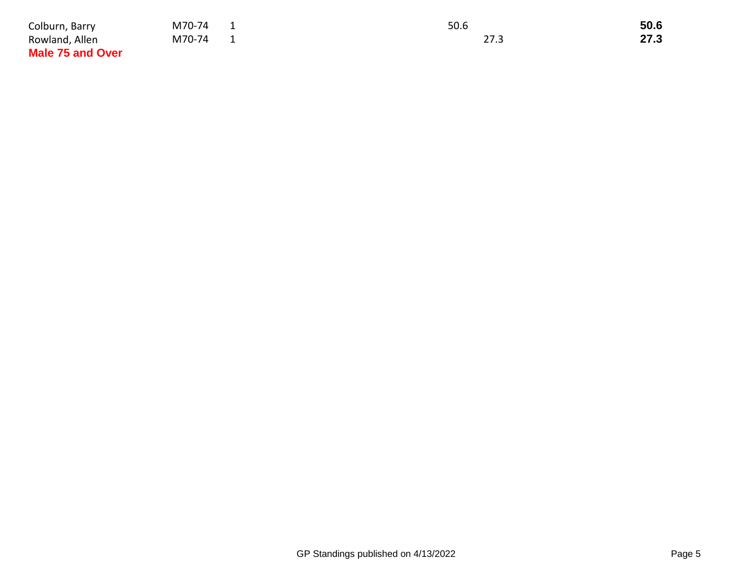| | | | | | |
|---|---|---|---|---|---|
| Colburn, Barry | M70-74 | 1 | 50.6 | | **50.6** |
| Rowland, Allen | M70-74 | 1 | | 27.3 | **27.3** |

**Male 75 and Over**